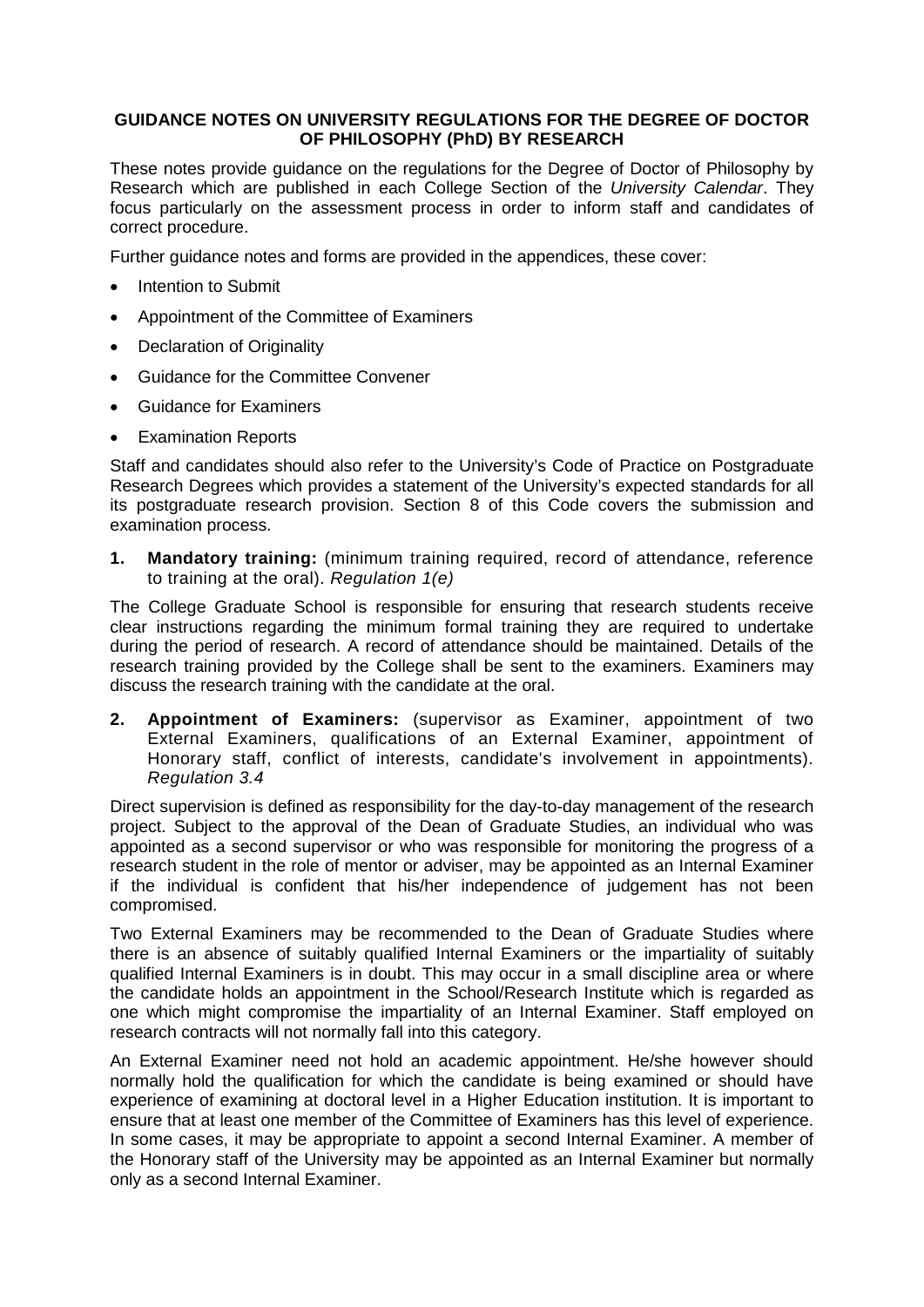# GUIDANCE NOTES ON UNIVERSITY REGULATIONS FOR THE DEGREE OF DOCTOR OF PHILOSOPHY (PhD) BY RESEARCH

These notes provide guidance on the regulations for the Degree of Doctor of Philosophy by Research which are published in each College Section of the *University Calendar*. They focus particularly on the assessment process in order to inform staff and candidates of correct procedure.

Further guidance notes and forms are provided in the appendices, these cover:

- Intention to Submit
- Appointment of the Committee of Examiners
- Declaration of Originality
- Guidance for the Committee Convener
- Guidance for Examiners
- Examination Reports

Staff and candidates should also refer to the University's Code of Practice on Postgraduate Research Degrees which provides a statement of the University's expected standards for all its postgraduate research provision. Section 8 of this Code covers the submission and examination process.

**1. Mandatory training:** (minimum training required, record of attendance, reference to training at the oral). *Regulation 1(e)*

The College Graduate School is responsible for ensuring that research students receive clear instructions regarding the minimum formal training they are required to undertake during the period of research. A record of attendance should be maintained. Details of the research training provided by the College shall be sent to the examiners. Examiners may discuss the research training with the candidate at the oral.

**2. Appointment of Examiners:** (supervisor as Examiner, appointment of two External Examiners, qualifications of an External Examiner, appointment of Honorary staff, conflict of interests, candidate's involvement in appointments). *Regulation 3.4*

Direct supervision is defined as responsibility for the day-to-day management of the research project. Subject to the approval of the Dean of Graduate Studies, an individual who was appointed as a second supervisor or who was responsible for monitoring the progress of a research student in the role of mentor or adviser, may be appointed as an Internal Examiner if the individual is confident that his/her independence of judgement has not been compromised.

Two External Examiners may be recommended to the Dean of Graduate Studies where there is an absence of suitably qualified Internal Examiners or the impartiality of suitably qualified Internal Examiners is in doubt. This may occur in a small discipline area or where the candidate holds an appointment in the School/Research Institute which is regarded as one which might compromise the impartiality of an Internal Examiner. Staff employed on research contracts will not normally fall into this category.

An External Examiner need not hold an academic appointment. He/she however should normally hold the qualification for which the candidate is being examined or should have experience of examining at doctoral level in a Higher Education institution. It is important to ensure that at least one member of the Committee of Examiners has this level of experience. In some cases, it may be appropriate to appoint a second Internal Examiner. A member of the Honorary staff of the University may be appointed as an Internal Examiner but normally only as a second Internal Examiner.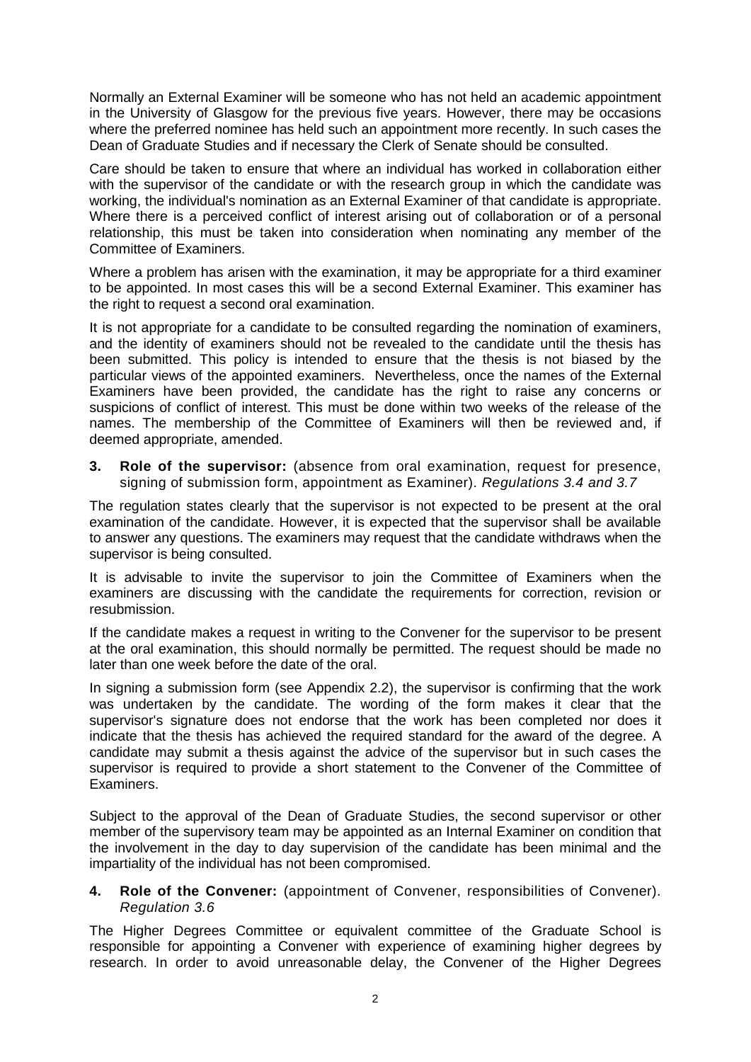Normally an External Examiner will be someone who has not held an academic appointment in the University of Glasgow for the previous five years. However, there may be occasions where the preferred nominee has held such an appointment more recently. In such cases the Dean of Graduate Studies and if necessary the Clerk of Senate should be consulted.

Care should be taken to ensure that where an individual has worked in collaboration either with the supervisor of the candidate or with the research group in which the candidate was working, the individual's nomination as an External Examiner of that candidate is appropriate. Where there is a perceived conflict of interest arising out of collaboration or of a personal relationship, this must be taken into consideration when nominating any member of the Committee of Examiners.

Where a problem has arisen with the examination, it may be appropriate for a third examiner to be appointed. In most cases this will be a second External Examiner. This examiner has the right to request a second oral examination.

It is not appropriate for a candidate to be consulted regarding the nomination of examiners, and the identity of examiners should not be revealed to the candidate until the thesis has been submitted. This policy is intended to ensure that the thesis is not biased by the particular views of the appointed examiners. Nevertheless, once the names of the External Examiners have been provided, the candidate has the right to raise any concerns or suspicions of conflict of interest. This must be done within two weeks of the release of the names. The membership of the Committee of Examiners will then be reviewed and, if deemed appropriate, amended.

**3. Role of the supervisor:** (absence from oral examination, request for presence, signing of submission form, appointment as Examiner). *Regulations 3.4 and 3.7*

The regulation states clearly that the supervisor is not expected to be present at the oral examination of the candidate. However, it is expected that the supervisor shall be available to answer any questions. The examiners may request that the candidate withdraws when the supervisor is being consulted.

It is advisable to invite the supervisor to join the Committee of Examiners when the examiners are discussing with the candidate the requirements for correction, revision or resubmission.

If the candidate makes a request in writing to the Convener for the supervisor to be present at the oral examination, this should normally be permitted. The request should be made no later than one week before the date of the oral.

In signing a submission form (see Appendix 2.2), the supervisor is confirming that the work was undertaken by the candidate. The wording of the form makes it clear that the supervisor's signature does not endorse that the work has been completed nor does it indicate that the thesis has achieved the required standard for the award of the degree. A candidate may submit a thesis against the advice of the supervisor but in such cases the supervisor is required to provide a short statement to the Convener of the Committee of Examiners.

Subject to the approval of the Dean of Graduate Studies, the second supervisor or other member of the supervisory team may be appointed as an Internal Examiner on condition that the involvement in the day to day supervision of the candidate has been minimal and the impartiality of the individual has not been compromised.

**4. Role of the Convener:** (appointment of Convener, responsibilities of Convener). *Regulation 3.6*

The Higher Degrees Committee or equivalent committee of the Graduate School is responsible for appointing a Convener with experience of examining higher degrees by research. In order to avoid unreasonable delay, the Convener of the Higher Degrees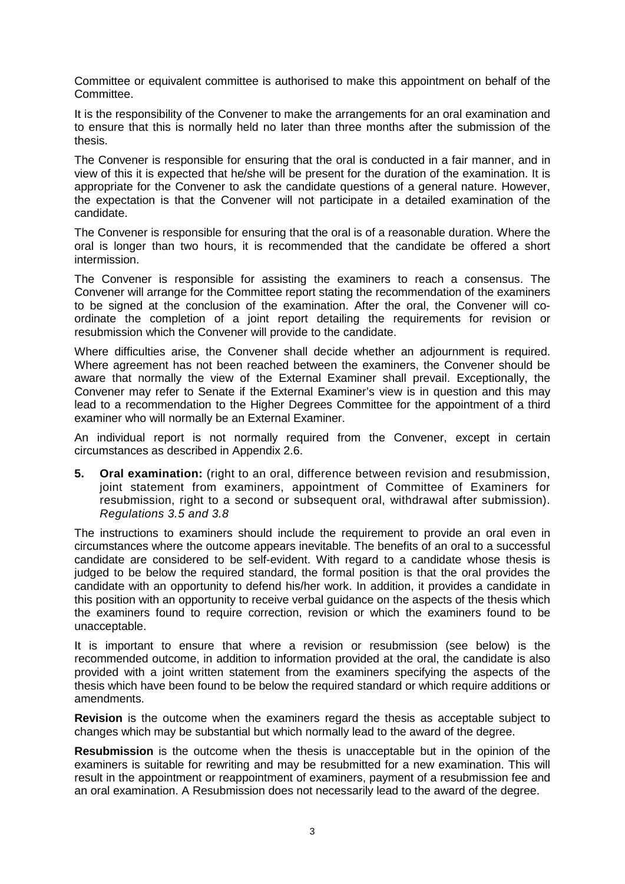Committee or equivalent committee is authorised to make this appointment on behalf of the Committee.

It is the responsibility of the Convener to make the arrangements for an oral examination and to ensure that this is normally held no later than three months after the submission of the thesis.

The Convener is responsible for ensuring that the oral is conducted in a fair manner, and in view of this it is expected that he/she will be present for the duration of the examination. It is appropriate for the Convener to ask the candidate questions of a general nature. However, the expectation is that the Convener will not participate in a detailed examination of the candidate.

The Convener is responsible for ensuring that the oral is of a reasonable duration. Where the oral is longer than two hours, it is recommended that the candidate be offered a short intermission.

The Convener is responsible for assisting the examiners to reach a consensus. The Convener will arrange for the Committee report stating the recommendation of the examiners to be signed at the conclusion of the examination. After the oral, the Convener will co-ordinate the completion of a joint report detailing the requirements for revision or resubmission which the Convener will provide to the candidate.

Where difficulties arise, the Convener shall decide whether an adjournment is required. Where agreement has not been reached between the examiners, the Convener should be aware that normally the view of the External Examiner shall prevail. Exceptionally, the Convener may refer to Senate if the External Examiner's view is in question and this may lead to a recommendation to the Higher Degrees Committee for the appointment of a third examiner who will normally be an External Examiner.

An individual report is not normally required from the Convener, except in certain circumstances as described in Appendix 2.6.

**5. Oral examination:** (right to an oral, difference between revision and resubmission, joint statement from examiners, appointment of Committee of Examiners for resubmission, right to a second or subsequent oral, withdrawal after submission). *Regulations 3.5 and 3.8*

The instructions to examiners should include the requirement to provide an oral even in circumstances where the outcome appears inevitable. The benefits of an oral to a successful candidate are considered to be self-evident. With regard to a candidate whose thesis is judged to be below the required standard, the formal position is that the oral provides the candidate with an opportunity to defend his/her work. In addition, it provides a candidate in this position with an opportunity to receive verbal guidance on the aspects of the thesis which the examiners found to require correction, revision or which the examiners found to be unacceptable.

It is important to ensure that where a revision or resubmission (see below) is the recommended outcome, in addition to information provided at the oral, the candidate is also provided with a joint written statement from the examiners specifying the aspects of the thesis which have been found to be below the required standard or which require additions or amendments.

**Revision** is the outcome when the examiners regard the thesis as acceptable subject to changes which may be substantial but which normally lead to the award of the degree.

**Resubmission** is the outcome when the thesis is unacceptable but in the opinion of the examiners is suitable for rewriting and may be resubmitted for a new examination. This will result in the appointment or reappointment of examiners, payment of a resubmission fee and an oral examination. A Resubmission does not necessarily lead to the award of the degree.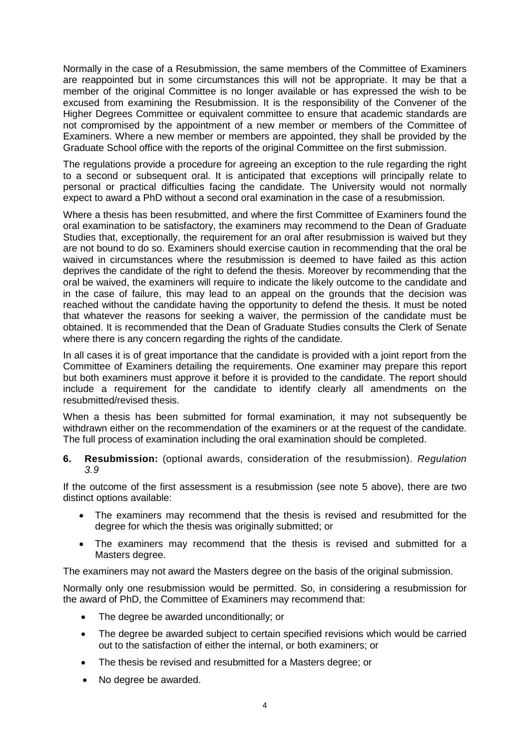Normally in the case of a Resubmission, the same members of the Committee of Examiners are reappointed but in some circumstances this will not be appropriate. It may be that a member of the original Committee is no longer available or has expressed the wish to be excused from examining the Resubmission. It is the responsibility of the Convener of the Higher Degrees Committee or equivalent committee to ensure that academic standards are not compromised by the appointment of a new member or members of the Committee of Examiners. Where a new member or members are appointed, they shall be provided by the Graduate School office with the reports of the original Committee on the first submission.

The regulations provide a procedure for agreeing an exception to the rule regarding the right to a second or subsequent oral. It is anticipated that exceptions will principally relate to personal or practical difficulties facing the candidate. The University would not normally expect to award a PhD without a second oral examination in the case of a resubmission.

Where a thesis has been resubmitted, and where the first Committee of Examiners found the oral examination to be satisfactory, the examiners may recommend to the Dean of Graduate Studies that, exceptionally, the requirement for an oral after resubmission is waived but they are not bound to do so. Examiners should exercise caution in recommending that the oral be waived in circumstances where the resubmission is deemed to have failed as this action deprives the candidate of the right to defend the thesis. Moreover by recommending that the oral be waived, the examiners will require to indicate the likely outcome to the candidate and in the case of failure, this may lead to an appeal on the grounds that the decision was reached without the candidate having the opportunity to defend the thesis. It must be noted that whatever the reasons for seeking a waiver, the permission of the candidate must be obtained. It is recommended that the Dean of Graduate Studies consults the Clerk of Senate where there is any concern regarding the rights of the candidate.

In all cases it is of great importance that the candidate is provided with a joint report from the Committee of Examiners detailing the requirements. One examiner may prepare this report but both examiners must approve it before it is provided to the candidate. The report should include a requirement for the candidate to identify clearly all amendments on the resubmitted/revised thesis.

When a thesis has been submitted for formal examination, it may not subsequently be withdrawn either on the recommendation of the examiners or at the request of the candidate. The full process of examination including the oral examination should be completed.

**6. Resubmission:** (optional awards, consideration of the resubmission). *Regulation 3.9*

If the outcome of the first assessment is a resubmission (see note 5 above), there are two distinct options available:

- The examiners may recommend that the thesis is revised and resubmitted for the degree for which the thesis was originally submitted; or
- The examiners may recommend that the thesis is revised and submitted for a Masters degree.

The examiners may not award the Masters degree on the basis of the original submission.

Normally only one resubmission would be permitted. So, in considering a resubmission for the award of PhD, the Committee of Examiners may recommend that:

- The degree be awarded unconditionally; or
- The degree be awarded subject to certain specified revisions which would be carried out to the satisfaction of either the internal, or both examiners; or
- The thesis be revised and resubmitted for a Masters degree; or
- No degree be awarded.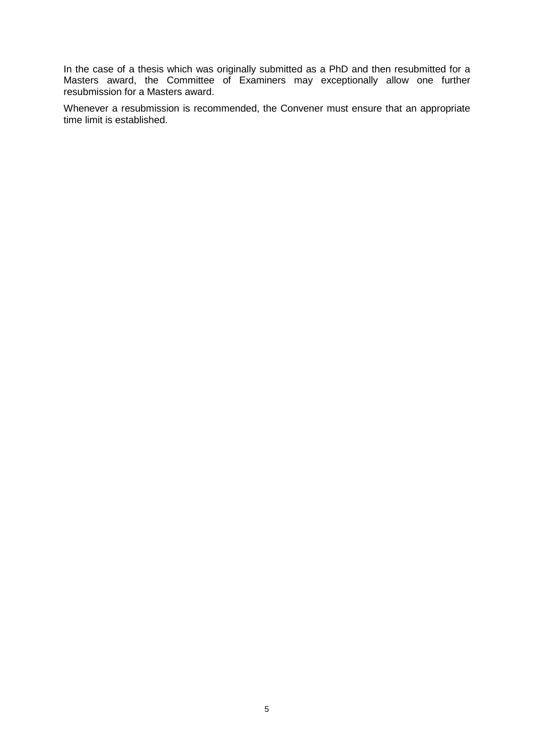In the case of a thesis which was originally submitted as a PhD and then resubmitted for a Masters award, the Committee of Examiners may exceptionally allow one further resubmission for a Masters award.

Whenever a resubmission is recommended, the Convener must ensure that an appropriate time limit is established.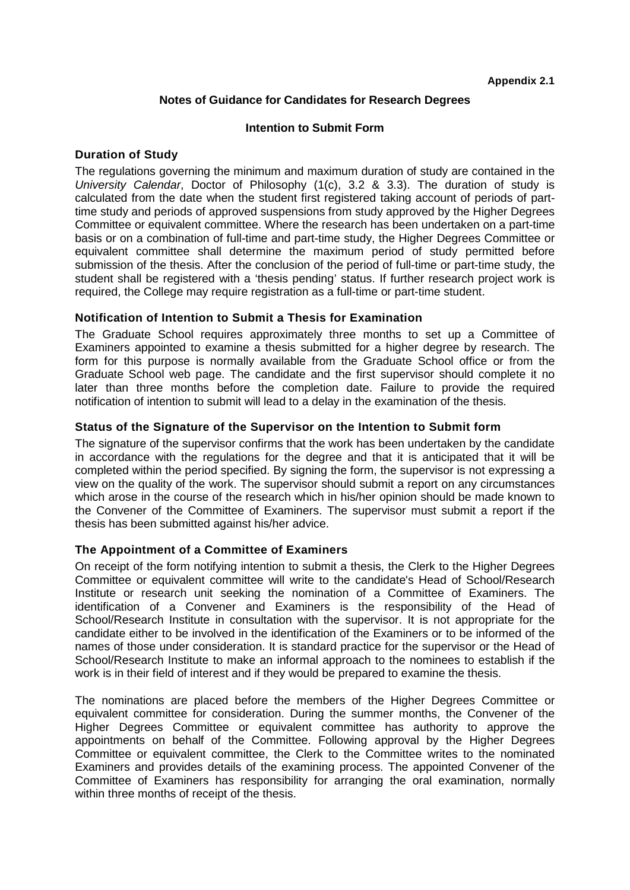**Appendix 2.1**

## Notes of Guidance for Candidates for Research Degrees

### Intention to Submit Form

### Duration of Study

The regulations governing the minimum and maximum duration of study are contained in the *University Calendar*, Doctor of Philosophy (1(c), 3.2 & 3.3). The duration of study is calculated from the date when the student first registered taking account of periods of part-time study and periods of approved suspensions from study approved by the Higher Degrees Committee or equivalent committee. Where the research has been undertaken on a part-time basis or on a combination of full-time and part-time study, the Higher Degrees Committee or equivalent committee shall determine the maximum period of study permitted before submission of the thesis. After the conclusion of the period of full-time or part-time study, the student shall be registered with a 'thesis pending' status. If further research project work is required, the College may require registration as a full-time or part-time student.

### Notification of Intention to Submit a Thesis for Examination

The Graduate School requires approximately three months to set up a Committee of Examiners appointed to examine a thesis submitted for a higher degree by research. The form for this purpose is normally available from the Graduate School office or from the Graduate School web page. The candidate and the first supervisor should complete it no later than three months before the completion date. Failure to provide the required notification of intention to submit will lead to a delay in the examination of the thesis.

### Status of the Signature of the Supervisor on the Intention to Submit form

The signature of the supervisor confirms that the work has been undertaken by the candidate in accordance with the regulations for the degree and that it is anticipated that it will be completed within the period specified. By signing the form, the supervisor is not expressing a view on the quality of the work. The supervisor should submit a report on any circumstances which arose in the course of the research which in his/her opinion should be made known to the Convener of the Committee of Examiners. The supervisor must submit a report if the thesis has been submitted against his/her advice.

### The Appointment of a Committee of Examiners

On receipt of the form notifying intention to submit a thesis, the Clerk to the Higher Degrees Committee or equivalent committee will write to the candidate's Head of School/Research Institute or research unit seeking the nomination of a Committee of Examiners. The identification of a Convener and Examiners is the responsibility of the Head of School/Research Institute in consultation with the supervisor. It is not appropriate for the candidate either to be involved in the identification of the Examiners or to be informed of the names of those under consideration. It is standard practice for the supervisor or the Head of School/Research Institute to make an informal approach to the nominees to establish if the work is in their field of interest and if they would be prepared to examine the thesis.

The nominations are placed before the members of the Higher Degrees Committee or equivalent committee for consideration. During the summer months, the Convener of the Higher Degrees Committee or equivalent committee has authority to approve the appointments on behalf of the Committee. Following approval by the Higher Degrees Committee or equivalent committee, the Clerk to the Committee writes to the nominated Examiners and provides details of the examining process. The appointed Convener of the Committee of Examiners has responsibility for arranging the oral examination, normally within three months of receipt of the thesis.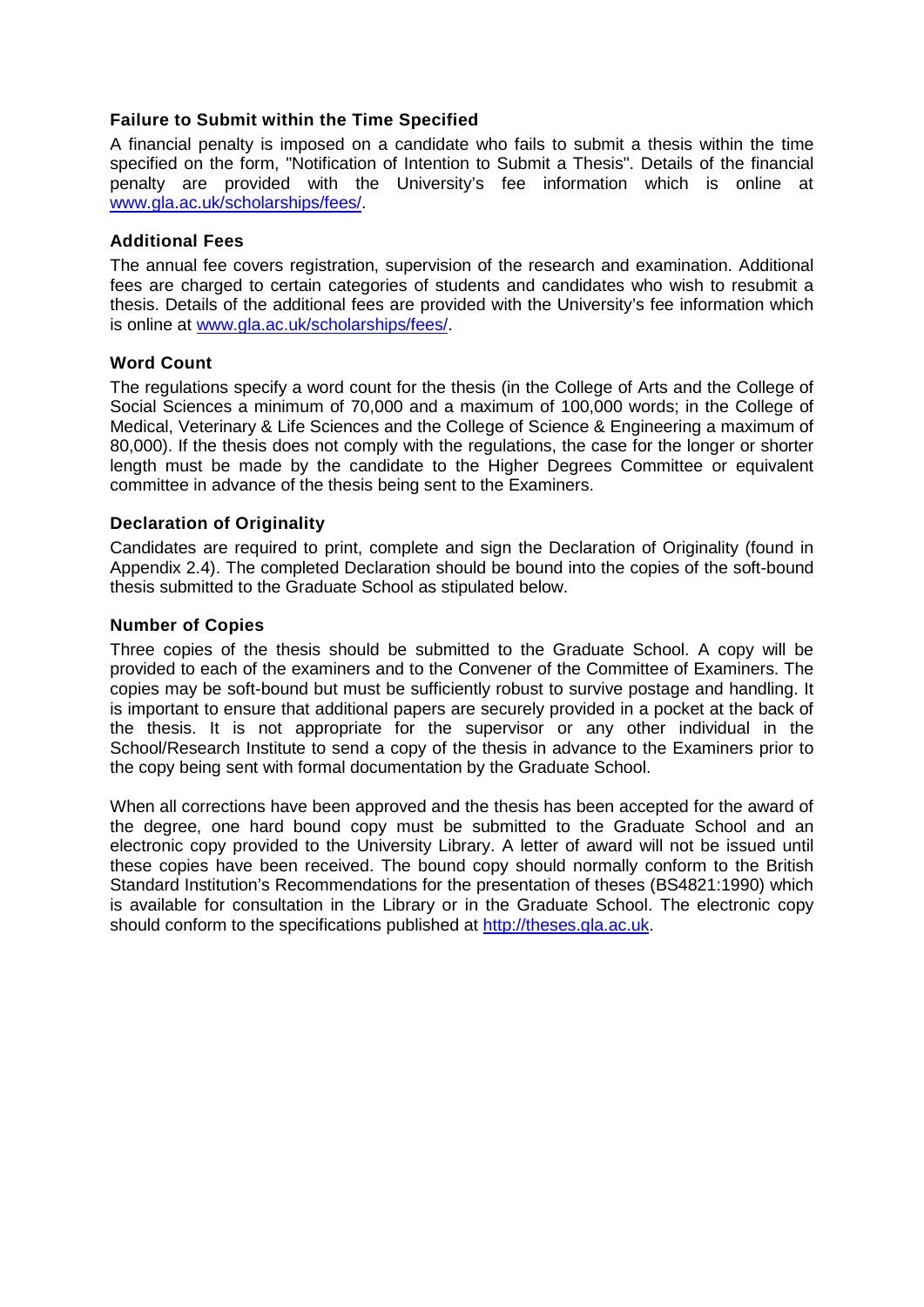### Failure to Submit within the Time Specified

A financial penalty is imposed on a candidate who fails to submit a thesis within the time specified on the form, "Notification of Intention to Submit a Thesis". Details of the financial penalty are provided with the University's fee information which is online at [www.gla.ac.uk/scholarships/fees/](www.gla.ac.uk/scholarships/fees/).

### Additional Fees

The annual fee covers registration, supervision of the research and examination. Additional fees are charged to certain categories of students and candidates who wish to resubmit a thesis. Details of the additional fees are provided with the University's fee information which is online at [www.gla.ac.uk/scholarships/fees/](www.gla.ac.uk/scholarships/fees/).

### Word Count

The regulations specify a word count for the thesis (in the College of Arts and the College of Social Sciences a minimum of 70,000 and a maximum of 100,000 words; in the College of Medical, Veterinary & Life Sciences and the College of Science & Engineering a maximum of 80,000). If the thesis does not comply with the regulations, the case for the longer or shorter length must be made by the candidate to the Higher Degrees Committee or equivalent committee in advance of the thesis being sent to the Examiners.

### Declaration of Originality

Candidates are required to print, complete and sign the Declaration of Originality (found in Appendix 2.4). The completed Declaration should be bound into the copies of the soft-bound thesis submitted to the Graduate School as stipulated below.

### Number of Copies

Three copies of the thesis should be submitted to the Graduate School. A copy will be provided to each of the examiners and to the Convener of the Committee of Examiners. The copies may be soft-bound but must be sufficiently robust to survive postage and handling. It is important to ensure that additional papers are securely provided in a pocket at the back of the thesis. It is not appropriate for the supervisor or any other individual in the School/Research Institute to send a copy of the thesis in advance to the Examiners prior to the copy being sent with formal documentation by the Graduate School.

When all corrections have been approved and the thesis has been accepted for the award of the degree, one hard bound copy must be submitted to the Graduate School and an electronic copy provided to the University Library. A letter of award will not be issued until these copies have been received. The bound copy should normally conform to the British Standard Institution's Recommendations for the presentation of theses (BS4821:1990) which is available for consultation in the Library or in the Graduate School. The electronic copy should conform to the specifications published at [http://theses.gla.ac.uk](http://theses.gla.ac.uk).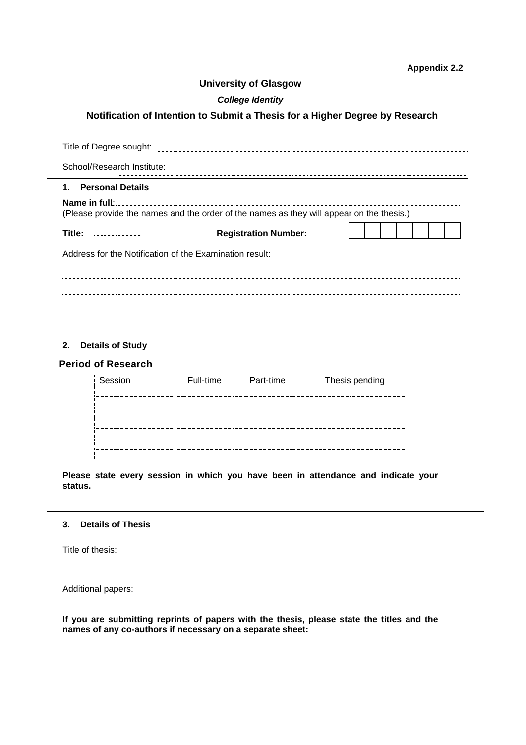**Appendix 2.2**

# University of Glasgow

***College Identity***

## Notification of Intention to Submit a Thesis for a Higher Degree by Research

Title of Degree sought: ..................................................................

School/Research Institute: ..................................................................

### 1. Personal Details

**Name in full**: ..................................................................

(Please provide the names and the order of the names as they will appear on the thesis.)

**Title:** .................... **Registration Number:** | | | | | | | |

Address for the Notification of the Examination result:

..................................................................

..................................................................

..................................................................

### 2. Details of Study

**Period of Research**

| Session | Full-time | Part-time | Thesis pending |
|---|---|---|---|
| | | | |
| | | | |
| | | | |
| | | | |
| | | | |
| | | | |
| | | | |

**Please state every session in which you have been in attendance and indicate your status.**

### 3. Details of Thesis

Title of thesis: ..................................................................

Additional papers: ..................................................................

**If you are submitting reprints of papers with the thesis, please state the titles and the names of any co-authors if necessary on a separate sheet:**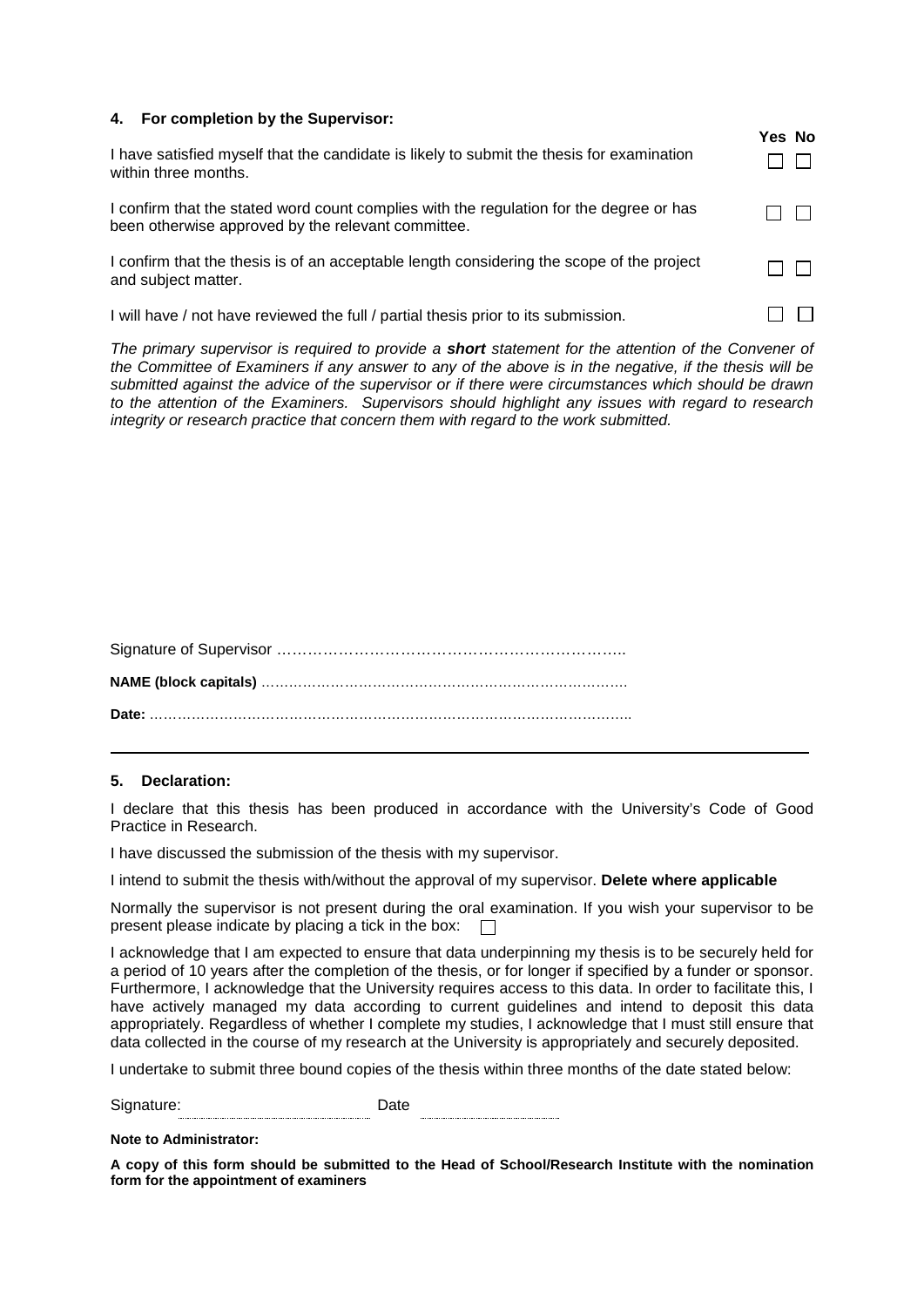### 4. For completion by the Supervisor:

| | Yes | No |
|---|---|---|
| I have satisfied myself that the candidate is likely to submit the thesis for examination within three months. | ☐ | ☐ |
| I confirm that the stated word count complies with the regulation for the degree or has been otherwise approved by the relevant committee. | ☐ | ☐ |
| I confirm that the thesis is of an acceptable length considering the scope of the project and subject matter. | ☐ | ☐ |
| I will have / not have reviewed the full / partial thesis prior to its submission. | ☐ | ☐ |

*The primary supervisor is required to provide a **short** statement for the attention of the Convener of the Committee of Examiners if any answer to any of the above is in the negative, if the thesis will be submitted against the advice of the supervisor or if there were circumstances which should be drawn to the attention of the Examiners. Supervisors should highlight any issues with regard to research integrity or research practice that concern them with regard to the work submitted.*

Signature of Supervisor …………………………………………………………..

**NAME (block capitals)** …………………………………………………………………….

**Date:** ………………………………………………………………………………………..

---

### 5. Declaration:

I declare that this thesis has been produced in accordance with the University's Code of Good Practice in Research.

I have discussed the submission of the thesis with my supervisor.

I intend to submit the thesis with/without the approval of my supervisor. **Delete where applicable**

Normally the supervisor is not present during the oral examination. If you wish your supervisor to be present please indicate by placing a tick in the box: ☐

I acknowledge that I am expected to ensure that data underpinning my thesis is to be securely held for a period of 10 years after the completion of the thesis, or for longer if specified by a funder or sponsor. Furthermore, I acknowledge that the University requires access to this data. In order to facilitate this, I have actively managed my data according to current guidelines and intend to deposit this data appropriately. Regardless of whether I complete my studies, I acknowledge that I must still ensure that data collected in the course of my research at the University is appropriately and securely deposited.

I undertake to submit three bound copies of the thesis within three months of the date stated below:

Signature: ______________________ Date ______________________

**Note to Administrator:**

**A copy of this form should be submitted to the Head of School/Research Institute with the nomination form for the appointment of examiners**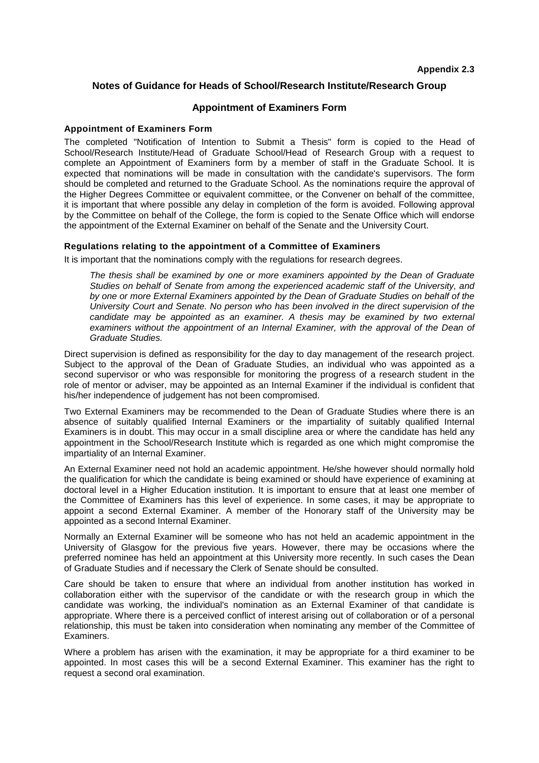**Appendix 2.3**

## Notes of Guidance for Heads of School/Research Institute/Research Group

## Appointment of Examiners Form

### Appointment of Examiners Form

The completed "Notification of Intention to Submit a Thesis" form is copied to the Head of School/Research Institute/Head of Graduate School/Head of Research Group with a request to complete an Appointment of Examiners form by a member of staff in the Graduate School. It is expected that nominations will be made in consultation with the candidate's supervisors. The form should be completed and returned to the Graduate School. As the nominations require the approval of the Higher Degrees Committee or equivalent committee, or the Convener on behalf of the committee, it is important that where possible any delay in completion of the form is avoided. Following approval by the Committee on behalf of the College, the form is copied to the Senate Office which will endorse the appointment of the External Examiner on behalf of the Senate and the University Court.

### Regulations relating to the appointment of a Committee of Examiners

It is important that the nominations comply with the regulations for research degrees.

> *The thesis shall be examined by one or more examiners appointed by the Dean of Graduate Studies on behalf of Senate from among the experienced academic staff of the University, and by one or more External Examiners appointed by the Dean of Graduate Studies on behalf of the University Court and Senate. No person who has been involved in the direct supervision of the candidate may be appointed as an examiner. A thesis may be examined by two external examiners without the appointment of an Internal Examiner, with the approval of the Dean of Graduate Studies.*

Direct supervision is defined as responsibility for the day to day management of the research project. Subject to the approval of the Dean of Graduate Studies, an individual who was appointed as a second supervisor or who was responsible for monitoring the progress of a research student in the role of mentor or adviser, may be appointed as an Internal Examiner if the individual is confident that his/her independence of judgement has not been compromised.

Two External Examiners may be recommended to the Dean of Graduate Studies where there is an absence of suitably qualified Internal Examiners or the impartiality of suitably qualified Internal Examiners is in doubt. This may occur in a small discipline area or where the candidate has held any appointment in the School/Research Institute which is regarded as one which might compromise the impartiality of an Internal Examiner.

An External Examiner need not hold an academic appointment. He/she however should normally hold the qualification for which the candidate is being examined or should have experience of examining at doctoral level in a Higher Education institution. It is important to ensure that at least one member of the Committee of Examiners has this level of experience. In some cases, it may be appropriate to appoint a second External Examiner. A member of the Honorary staff of the University may be appointed as a second Internal Examiner.

Normally an External Examiner will be someone who has not held an academic appointment in the University of Glasgow for the previous five years. However, there may be occasions where the preferred nominee has held an appointment at this University more recently. In such cases the Dean of Graduate Studies and if necessary the Clerk of Senate should be consulted.

Care should be taken to ensure that where an individual from another institution has worked in collaboration either with the supervisor of the candidate or with the research group in which the candidate was working, the individual's nomination as an External Examiner of that candidate is appropriate. Where there is a perceived conflict of interest arising out of collaboration or of a personal relationship, this must be taken into consideration when nominating any member of the Committee of Examiners.

Where a problem has arisen with the examination, it may be appropriate for a third examiner to be appointed. In most cases this will be a second External Examiner. This examiner has the right to request a second oral examination.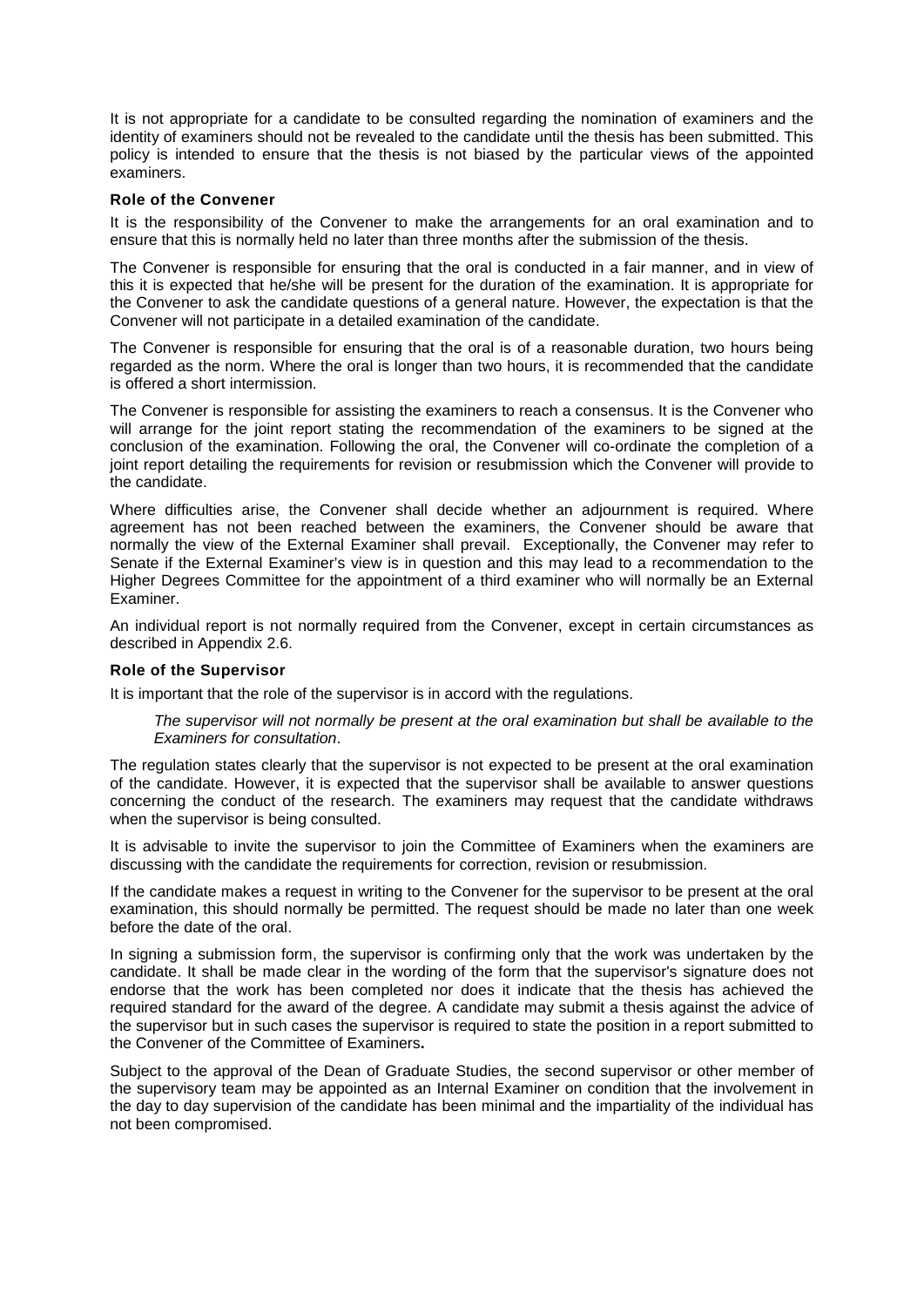It is not appropriate for a candidate to be consulted regarding the nomination of examiners and the identity of examiners should not be revealed to the candidate until the thesis has been submitted. This policy is intended to ensure that the thesis is not biased by the particular views of the appointed examiners.

### Role of the Convener

It is the responsibility of the Convener to make the arrangements for an oral examination and to ensure that this is normally held no later than three months after the submission of the thesis.

The Convener is responsible for ensuring that the oral is conducted in a fair manner, and in view of this it is expected that he/she will be present for the duration of the examination. It is appropriate for the Convener to ask the candidate questions of a general nature. However, the expectation is that the Convener will not participate in a detailed examination of the candidate.

The Convener is responsible for ensuring that the oral is of a reasonable duration, two hours being regarded as the norm. Where the oral is longer than two hours, it is recommended that the candidate is offered a short intermission.

The Convener is responsible for assisting the examiners to reach a consensus. It is the Convener who will arrange for the joint report stating the recommendation of the examiners to be signed at the conclusion of the examination. Following the oral, the Convener will co-ordinate the completion of a joint report detailing the requirements for revision or resubmission which the Convener will provide to the candidate.

Where difficulties arise, the Convener shall decide whether an adjournment is required. Where agreement has not been reached between the examiners, the Convener should be aware that normally the view of the External Examiner shall prevail. Exceptionally, the Convener may refer to Senate if the External Examiner's view is in question and this may lead to a recommendation to the Higher Degrees Committee for the appointment of a third examiner who will normally be an External Examiner.

An individual report is not normally required from the Convener, except in certain circumstances as described in Appendix 2.6.

### Role of the Supervisor

It is important that the role of the supervisor is in accord with the regulations.

> *The supervisor will not normally be present at the oral examination but shall be available to the Examiners for consultation*.

The regulation states clearly that the supervisor is not expected to be present at the oral examination of the candidate. However, it is expected that the supervisor shall be available to answer questions concerning the conduct of the research. The examiners may request that the candidate withdraws when the supervisor is being consulted.

It is advisable to invite the supervisor to join the Committee of Examiners when the examiners are discussing with the candidate the requirements for correction, revision or resubmission.

If the candidate makes a request in writing to the Convener for the supervisor to be present at the oral examination, this should normally be permitted. The request should be made no later than one week before the date of the oral.

In signing a submission form, the supervisor is confirming only that the work was undertaken by the candidate. It shall be made clear in the wording of the form that the supervisor's signature does not endorse that the work has been completed nor does it indicate that the thesis has achieved the required standard for the award of the degree. A candidate may submit a thesis against the advice of the supervisor but in such cases the supervisor is required to state the position in a report submitted to the Convener of the Committee of Examiners**.**

Subject to the approval of the Dean of Graduate Studies, the second supervisor or other member of the supervisory team may be appointed as an Internal Examiner on condition that the involvement in the day to day supervision of the candidate has been minimal and the impartiality of the individual has not been compromised.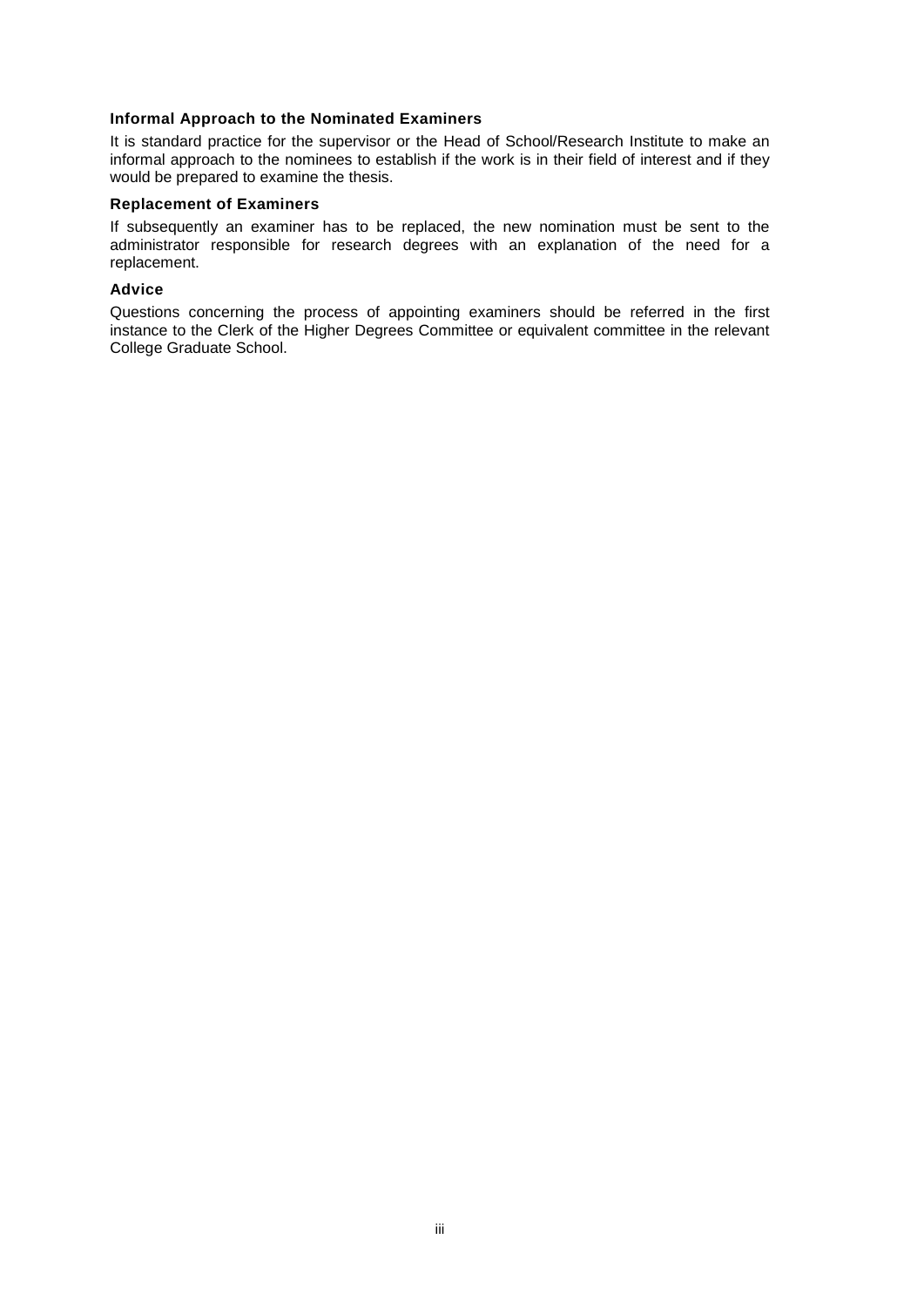### Informal Approach to the Nominated Examiners

It is standard practice for the supervisor or the Head of School/Research Institute to make an informal approach to the nominees to establish if the work is in their field of interest and if they would be prepared to examine the thesis.

### Replacement of Examiners

If subsequently an examiner has to be replaced, the new nomination must be sent to the administrator responsible for research degrees with an explanation of the need for a replacement.

### Advice

Questions concerning the process of appointing examiners should be referred in the first instance to the Clerk of the Higher Degrees Committee or equivalent committee in the relevant College Graduate School.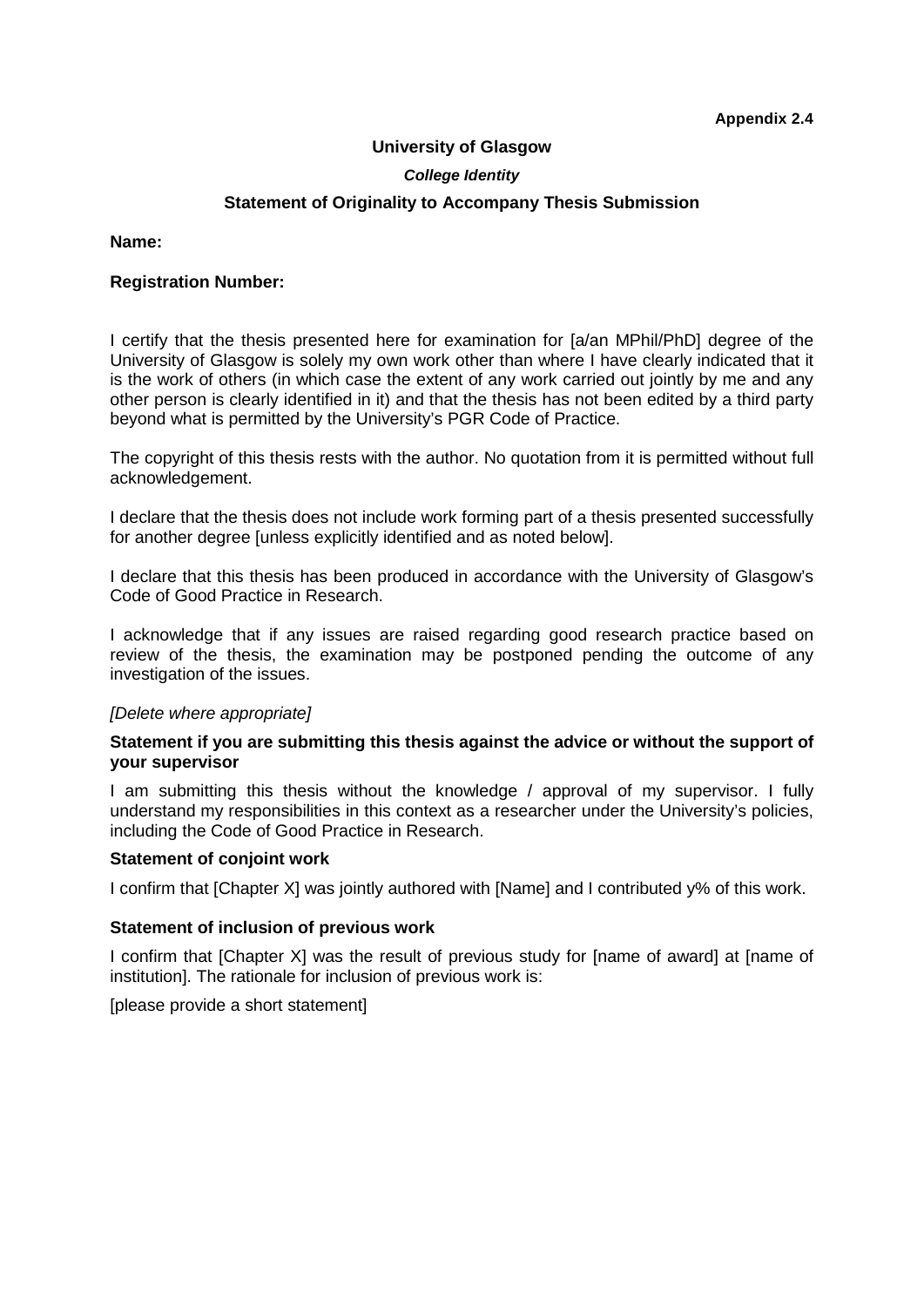**Appendix 2.4**

**University of Glasgow**

***College Identity***

**Statement of Originality to Accompany Thesis Submission**

**Name:**

**Registration Number:**

I certify that the thesis presented here for examination for [a/an MPhil/PhD] degree of the University of Glasgow is solely my own work other than where I have clearly indicated that it is the work of others (in which case the extent of any work carried out jointly by me and any other person is clearly identified in it) and that the thesis has not been edited by a third party beyond what is permitted by the University's PGR Code of Practice.

The copyright of this thesis rests with the author. No quotation from it is permitted without full acknowledgement.

I declare that the thesis does not include work forming part of a thesis presented successfully for another degree [unless explicitly identified and as noted below].

I declare that this thesis has been produced in accordance with the University of Glasgow's Code of Good Practice in Research.

I acknowledge that if any issues are raised regarding good research practice based on review of the thesis, the examination may be postponed pending the outcome of any investigation of the issues.

*[Delete where appropriate]*

**Statement if you are submitting this thesis against the advice or without the support of your supervisor**

I am submitting this thesis without the knowledge / approval of my supervisor. I fully understand my responsibilities in this context as a researcher under the University's policies, including the Code of Good Practice in Research.

**Statement of conjoint work**

I confirm that [Chapter X] was jointly authored with [Name] and I contributed y% of this work.

**Statement of inclusion of previous work**

I confirm that [Chapter X] was the result of previous study for [name of award] at [name of institution]. The rationale for inclusion of previous work is:

[please provide a short statement]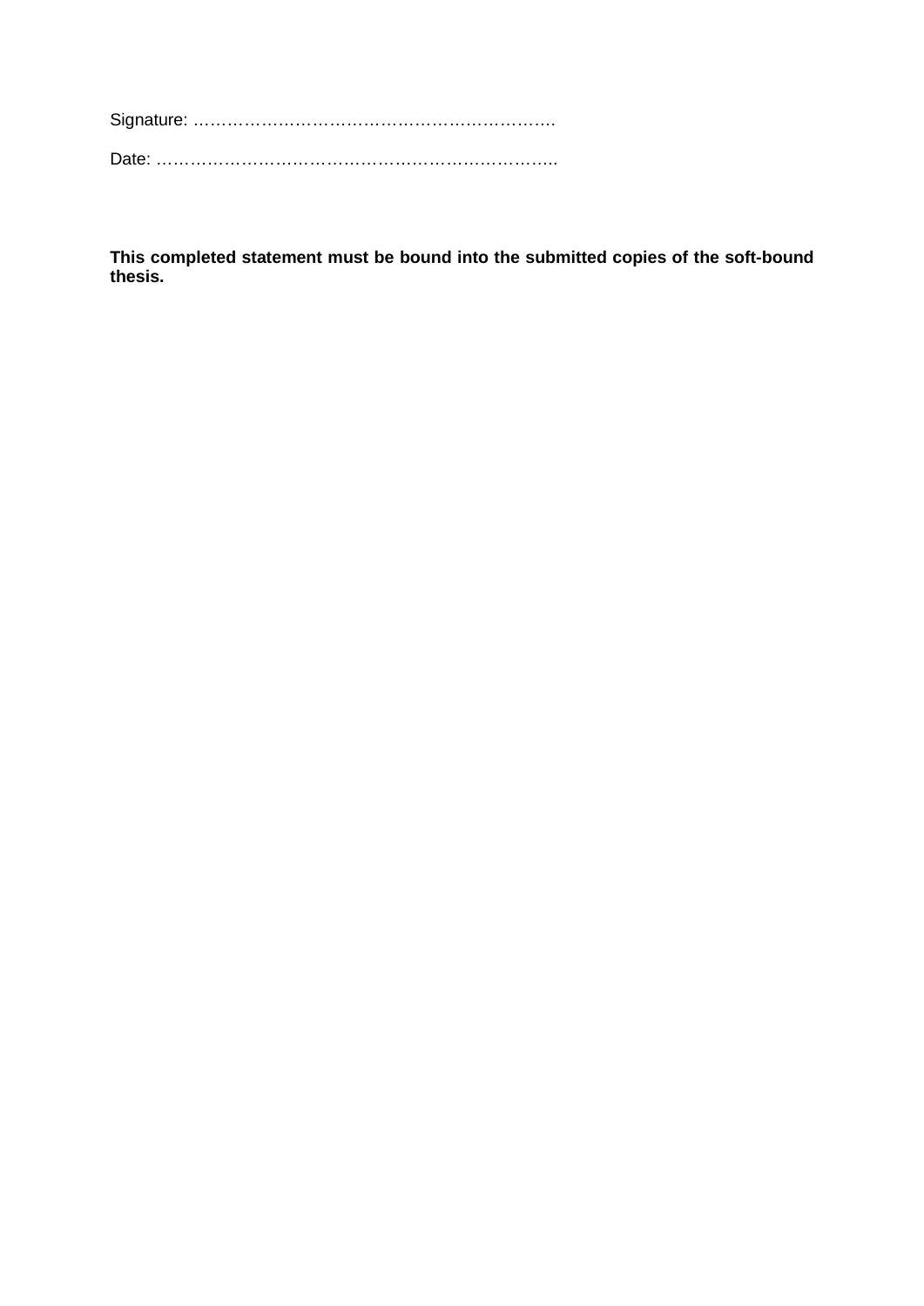Signature: ……………………………………………………….

Date: …………………………………………………….………..

**This completed statement must be bound into the submitted copies of the soft-bound thesis.**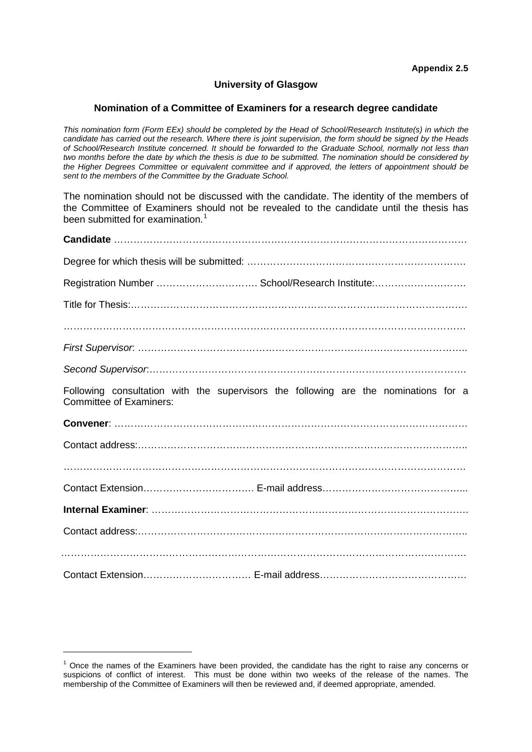**Appendix 2.5**

**University of Glasgow**

**Nomination of a Committee of Examiners for a research degree candidate**

*This nomination form (Form EEx) should be completed by the Head of School/Research Institute(s) in which the candidate has carried out the research. Where there is joint supervision, the form should be signed by the Heads of School/Research Institute concerned. It should be forwarded to the Graduate School, normally not less than two months before the date by which the thesis is due to be submitted. The nomination should be considered by the Higher Degrees Committee or equivalent committee and if approved, the letters of appointment should be sent to the members of the Committee by the Graduate School.*

The nomination should not be discussed with the candidate. The identity of the members of the Committee of Examiners should not be revealed to the candidate until the thesis has been submitted for examination.[1]

**Candidate** ……………………………………………………………………………………………

Degree for which thesis will be submitted: …………………………………………………………

Registration Number …………………………. School/Research Institute:………………………

Title for Thesis:………………………………………………………………………………………

………………………………………………………………………………………………………

*First Supervisor*: ……………………………………………………………………………………

*Second Supervisor*:…………………………………………………………………………………

Following consultation with the supervisors the following are the nominations for a Committee of Examiners:

**Convener**: …………………………………………………………………………………………

Contact address:……………………………………………………………………………………

………………………………………………………………………………………………………

Contact Extension……………………………. E-mail address……………………………………...

**Internal Examiner**: …………………………………………………………………………………

Contact address:……………………………………………………………………………………

………………………………………………………………………………………………………

Contact Extension……………………………. E-mail address……………………………………

---

[1] Once the names of the Examiners have been provided, the candidate has the right to raise any concerns or suspicions of conflict of interest. This must be done within two weeks of the release of the names. The membership of the Committee of Examiners will then be reviewed and, if deemed appropriate, amended.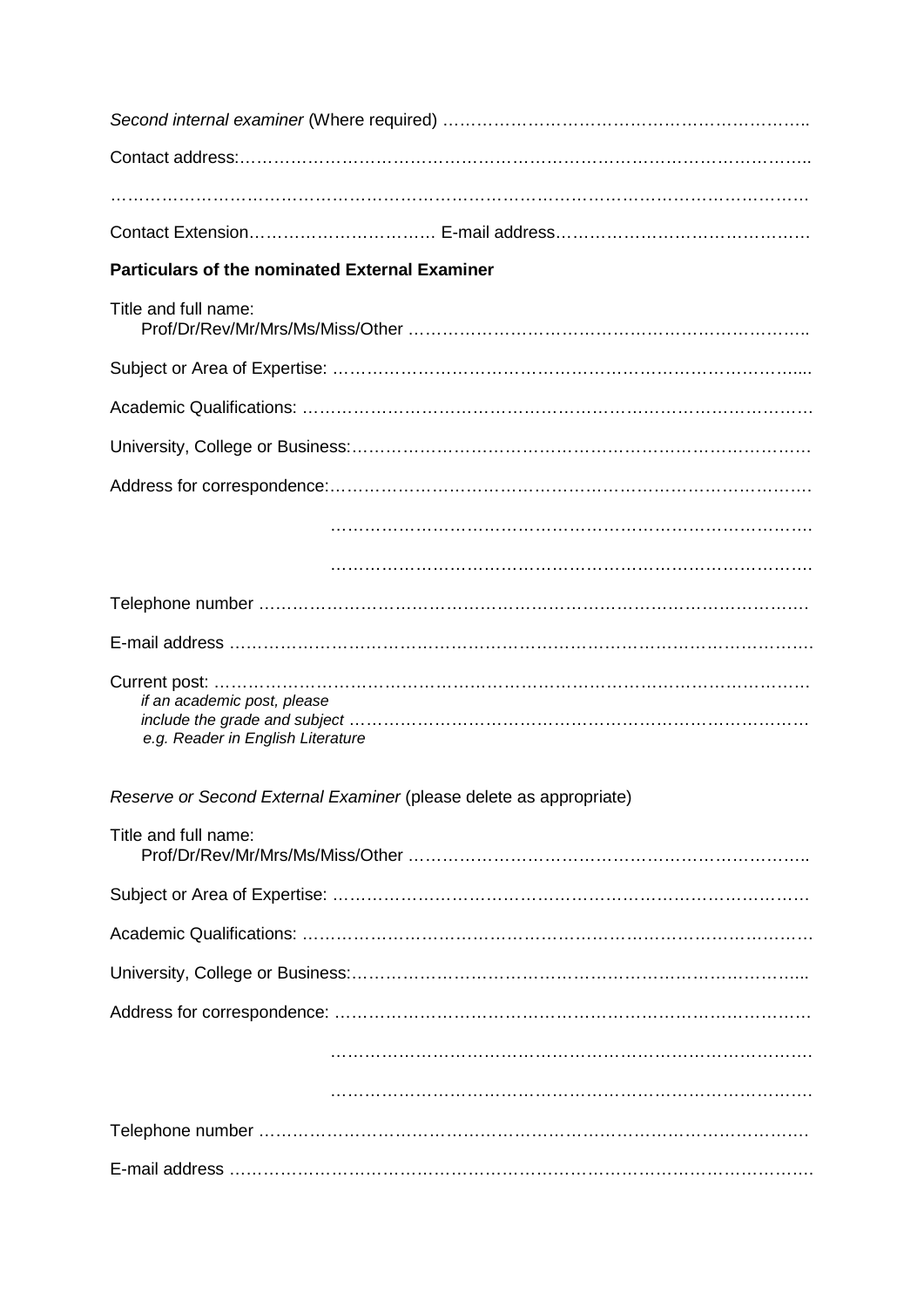*Second internal examiner* (Where required) ………………………………………………………..

Contact address:………………………………………………………………………………………..

………………………………………………………………………………………………………….

Contact Extension…………………………… E-mail address…………………………………….

**Particulars of the nominated External Examiner**

Title and full name:
Prof/Dr/Rev/Mr/Mrs/Ms/Miss/Other …………………………………………………………..

Subject or Area of Expertise: ……………………………………………………………………....

Academic Qualifications: ……………………………………………………………………………

University, College or Business:……………………………………………………………………

Address for correspondence:………………………………………………………………………

…………………………………………………………………………

…………………………………………………………………………

Telephone number ………………………………………………………………………………

E-mail address ……………………………………………………………………………………

Current post: ………………………………………………………………………………………
*if an academic post, please include the grade and subject* …………………………………………………………………
*e.g. Reader in English Literature*

*Reserve or Second External Examiner* (please delete as appropriate)

Title and full name:
Prof/Dr/Rev/Mr/Mrs/Ms/Miss/Other …………………………………………………………..

Subject or Area of Expertise: ……………………………………………………………………

Academic Qualifications: ……………………………………………………………………………

University, College or Business:…………………………………………………………………...

Address for correspondence: ………………………………………………………………………

…………………………………………………………………………

…………………………………………………………………………

Telephone number ………………………………………………………………………………

E-mail address ……………………………………………………………………………………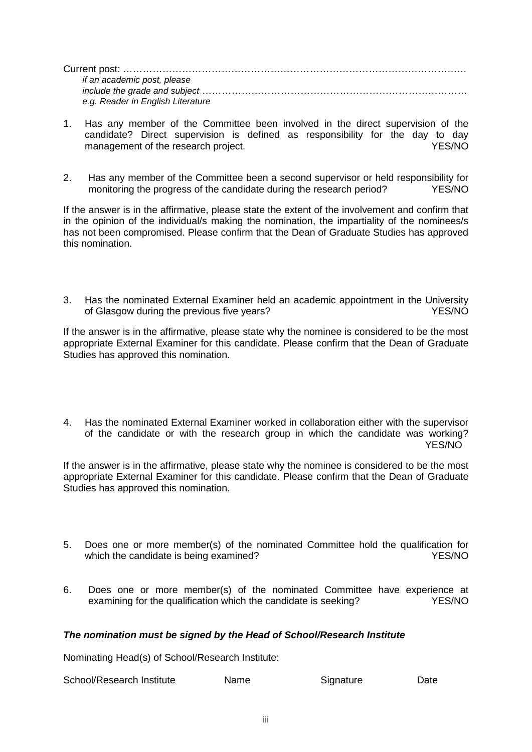Current post: ………………………………………………………………………………………

*if an academic post, please include the grade and subject* ……………………………………………………………………

*e.g. Reader in English Literature*

1. Has any member of the Committee been involved in the direct supervision of the candidate? Direct supervision is defined as responsibility for the day to day management of the research project. YES/NO

2. Has any member of the Committee been a second supervisor or held responsibility for monitoring the progress of the candidate during the research period? YES/NO

If the answer is in the affirmative, please state the extent of the involvement and confirm that in the opinion of the individual/s making the nomination, the impartiality of the nominees/s has not been compromised. Please confirm that the Dean of Graduate Studies has approved this nomination.

3. Has the nominated External Examiner held an academic appointment in the University of Glasgow during the previous five years? YES/NO

If the answer is in the affirmative, please state why the nominee is considered to be the most appropriate External Examiner for this candidate. Please confirm that the Dean of Graduate Studies has approved this nomination.

4. Has the nominated External Examiner worked in collaboration either with the supervisor of the candidate or with the research group in which the candidate was working? YES/NO

If the answer is in the affirmative, please state why the nominee is considered to be the most appropriate External Examiner for this candidate. Please confirm that the Dean of Graduate Studies has approved this nomination.

5. Does one or more member(s) of the nominated Committee hold the qualification for which the candidate is being examined? YES/NO

6. Does one or more member(s) of the nominated Committee have experience at examining for the qualification which the candidate is seeking? YES/NO

***The nomination must be signed by the Head of School/Research Institute***

Nominating Head(s) of School/Research Institute:

| School/Research Institute | Name | Signature | Date |
|---|---|---|---|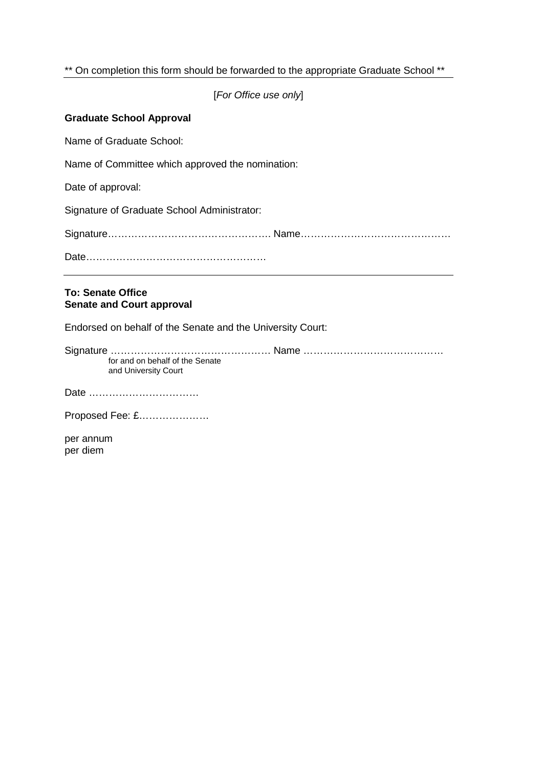** On completion this form should be forwarded to the appropriate Graduate School **

---

[*For Office use only*]

**Graduate School Approval**

Name of Graduate School:

Name of Committee which approved the nomination:

Date of approval:

Signature of Graduate School Administrator:

Signature…………………………………………. Name………………………………………

Date……………………………………………

---

**To: Senate Office**
**Senate and Court approval**

Endorsed on behalf of the Senate and the University Court:

Signature ………………………………………… Name ……………………………………
for and on behalf of the Senate
and University Court

Date ……………………………

Proposed Fee: £…………………

per annum
per diem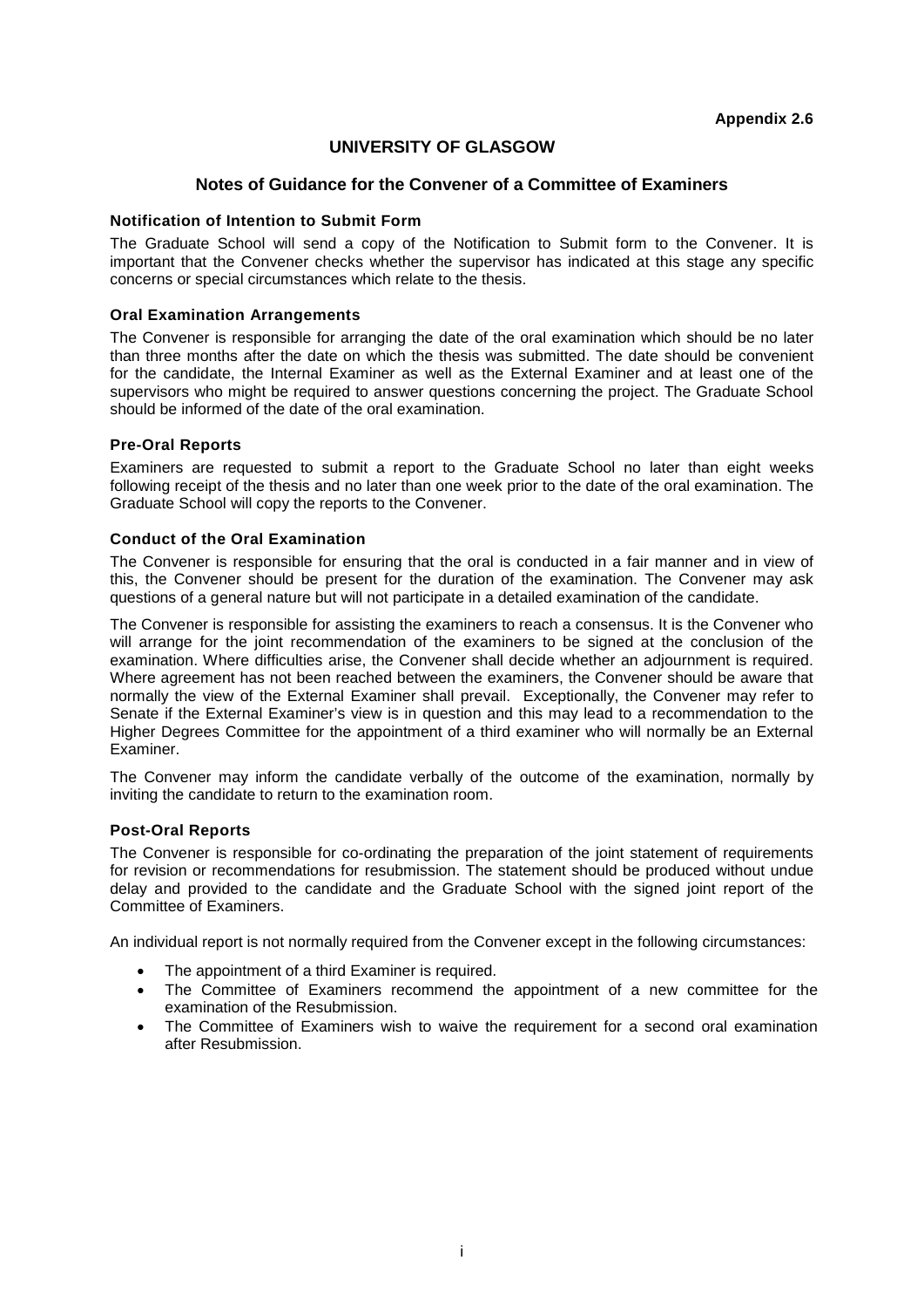**Appendix 2.6**

# UNIVERSITY OF GLASGOW

## Notes of Guidance for the Convener of a Committee of Examiners

### Notification of Intention to Submit Form

The Graduate School will send a copy of the Notification to Submit form to the Convener. It is important that the Convener checks whether the supervisor has indicated at this stage any specific concerns or special circumstances which relate to the thesis.

### Oral Examination Arrangements

The Convener is responsible for arranging the date of the oral examination which should be no later than three months after the date on which the thesis was submitted. The date should be convenient for the candidate, the Internal Examiner as well as the External Examiner and at least one of the supervisors who might be required to answer questions concerning the project. The Graduate School should be informed of the date of the oral examination.

### Pre-Oral Reports

Examiners are requested to submit a report to the Graduate School no later than eight weeks following receipt of the thesis and no later than one week prior to the date of the oral examination. The Graduate School will copy the reports to the Convener.

### Conduct of the Oral Examination

The Convener is responsible for ensuring that the oral is conducted in a fair manner and in view of this, the Convener should be present for the duration of the examination. The Convener may ask questions of a general nature but will not participate in a detailed examination of the candidate.

The Convener is responsible for assisting the examiners to reach a consensus. It is the Convener who will arrange for the joint recommendation of the examiners to be signed at the conclusion of the examination. Where difficulties arise, the Convener shall decide whether an adjournment is required. Where agreement has not been reached between the examiners, the Convener should be aware that normally the view of the External Examiner shall prevail. Exceptionally, the Convener may refer to Senate if the External Examiner's view is in question and this may lead to a recommendation to the Higher Degrees Committee for the appointment of a third examiner who will normally be an External Examiner.

The Convener may inform the candidate verbally of the outcome of the examination, normally by inviting the candidate to return to the examination room.

### Post-Oral Reports

The Convener is responsible for co-ordinating the preparation of the joint statement of requirements for revision or recommendations for resubmission. The statement should be produced without undue delay and provided to the candidate and the Graduate School with the signed joint report of the Committee of Examiners.

An individual report is not normally required from the Convener except in the following circumstances:

- The appointment of a third Examiner is required.
- The Committee of Examiners recommend the appointment of a new committee for the examination of the Resubmission.
- The Committee of Examiners wish to waive the requirement for a second oral examination after Resubmission.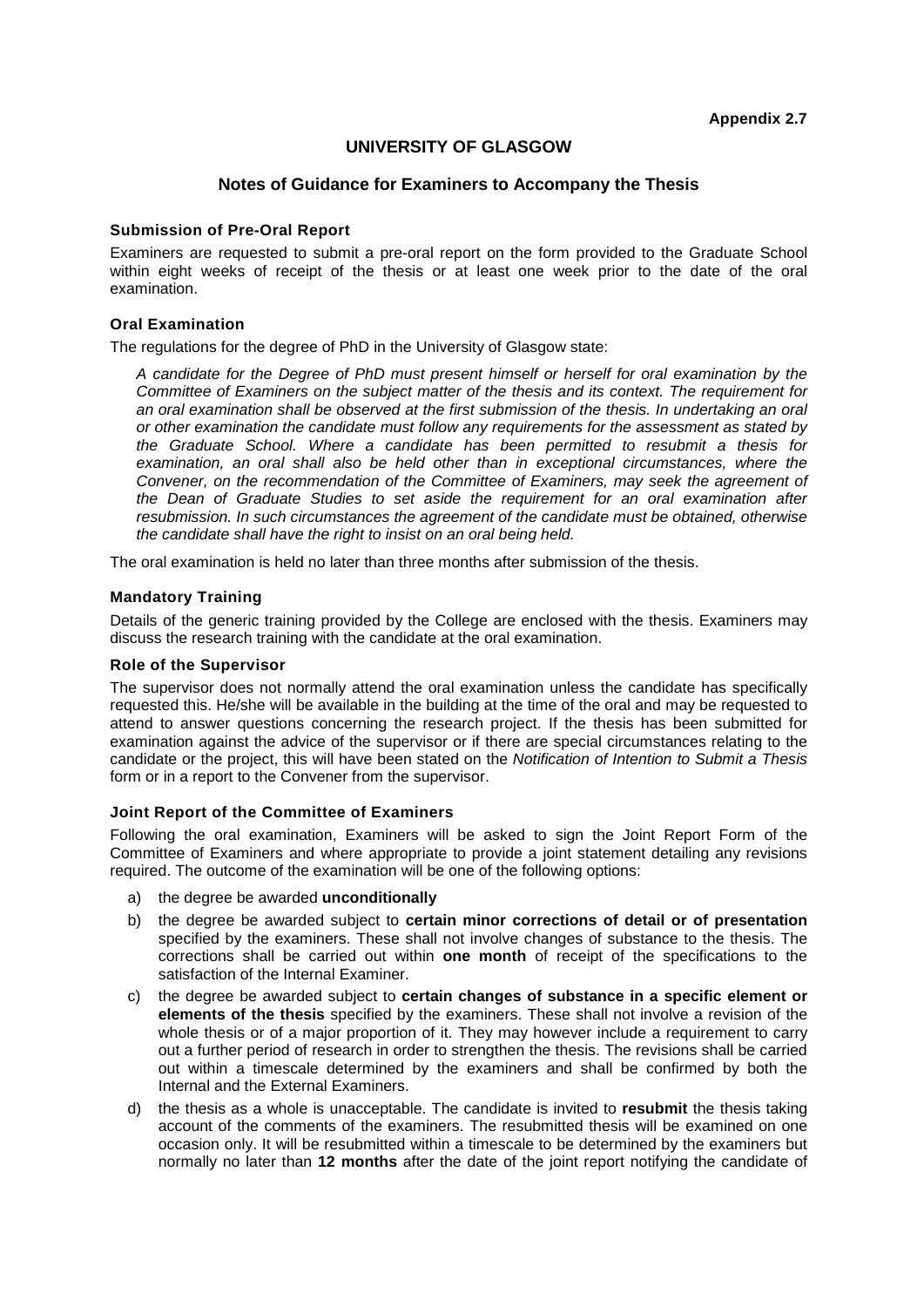**Appendix 2.7**

## UNIVERSITY OF GLASGOW

### Notes of Guidance for Examiners to Accompany the Thesis

#### Submission of Pre-Oral Report

Examiners are requested to submit a pre-oral report on the form provided to the Graduate School within eight weeks of receipt of the thesis or at least one week prior to the date of the oral examination.

#### Oral Examination

The regulations for the degree of PhD in the University of Glasgow state:

> *A candidate for the Degree of PhD must present himself or herself for oral examination by the Committee of Examiners on the subject matter of the thesis and its context. The requirement for an oral examination shall be observed at the first submission of the thesis. In undertaking an oral or other examination the candidate must follow any requirements for the assessment as stated by the Graduate School. Where a candidate has been permitted to resubmit a thesis for examination, an oral shall also be held other than in exceptional circumstances, where the Convener, on the recommendation of the Committee of Examiners, may seek the agreement of the Dean of Graduate Studies to set aside the requirement for an oral examination after resubmission. In such circumstances the agreement of the candidate must be obtained, otherwise the candidate shall have the right to insist on an oral being held.*

The oral examination is held no later than three months after submission of the thesis.

#### Mandatory Training

Details of the generic training provided by the College are enclosed with the thesis. Examiners may discuss the research training with the candidate at the oral examination.

#### Role of the Supervisor

The supervisor does not normally attend the oral examination unless the candidate has specifically requested this. He/she will be available in the building at the time of the oral and may be requested to attend to answer questions concerning the research project. If the thesis has been submitted for examination against the advice of the supervisor or if there are special circumstances relating to the candidate or the project, this will have been stated on the *Notification of Intention to Submit a Thesis* form or in a report to the Convener from the supervisor.

#### Joint Report of the Committee of Examiners

Following the oral examination, Examiners will be asked to sign the Joint Report Form of the Committee of Examiners and where appropriate to provide a joint statement detailing any revisions required. The outcome of the examination will be one of the following options:

a) the degree be awarded **unconditionally**

b) the degree be awarded subject to **certain minor corrections of detail or of presentation** specified by the examiners. These shall not involve changes of substance to the thesis. The corrections shall be carried out within **one month** of receipt of the specifications to the satisfaction of the Internal Examiner.

c) the degree be awarded subject to **certain changes of substance in a specific element or elements of the thesis** specified by the examiners. These shall not involve a revision of the whole thesis or of a major proportion of it. They may however include a requirement to carry out a further period of research in order to strengthen the thesis. The revisions shall be carried out within a timescale determined by the examiners and shall be confirmed by both the Internal and the External Examiners.

d) the thesis as a whole is unacceptable. The candidate is invited to **resubmit** the thesis taking account of the comments of the examiners. The resubmitted thesis will be examined on one occasion only. It will be resubmitted within a timescale to be determined by the examiners but normally no later than **12 months** after the date of the joint report notifying the candidate of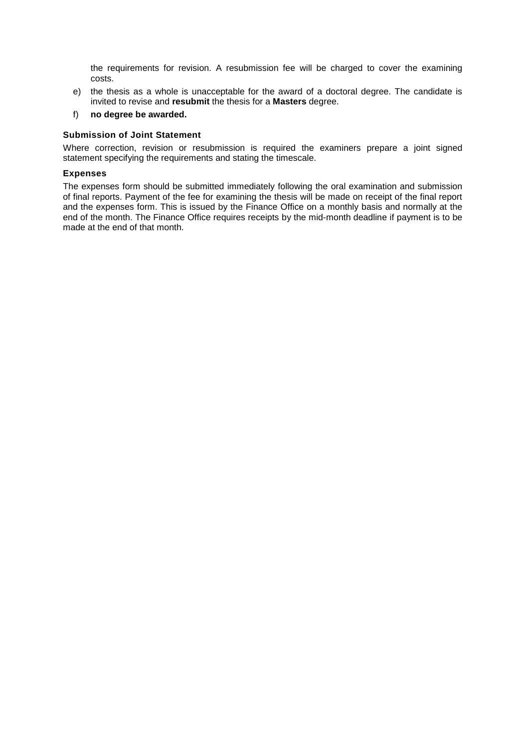the requirements for revision. A resubmission fee will be charged to cover the examining costs.

e) the thesis as a whole is unacceptable for the award of a doctoral degree. The candidate is invited to revise and **resubmit** the thesis for a **Masters** degree.

f) **no degree be awarded.**

### Submission of Joint Statement

Where correction, revision or resubmission is required the examiners prepare a joint signed statement specifying the requirements and stating the timescale.

### Expenses

The expenses form should be submitted immediately following the oral examination and submission of final reports. Payment of the fee for examining the thesis will be made on receipt of the final report and the expenses form. This is issued by the Finance Office on a monthly basis and normally at the end of the month. The Finance Office requires receipts by the mid-month deadline if payment is to be made at the end of that month.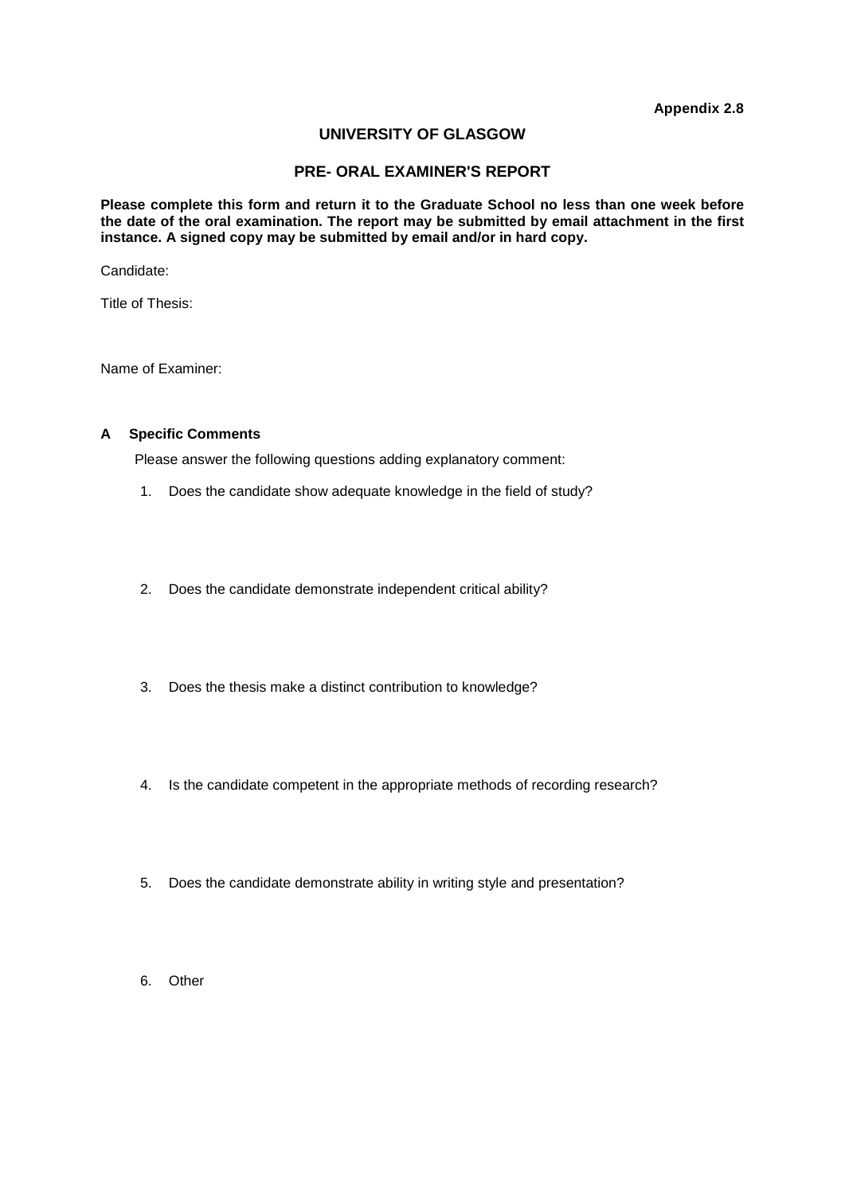**Appendix 2.8**

# UNIVERSITY OF GLASGOW

## PRE- ORAL EXAMINER'S REPORT

**Please complete this form and return it to the Graduate School no less than one week before the date of the oral examination. The report may be submitted by email attachment in the first instance. A signed copy may be submitted by email and/or in hard copy.**

Candidate:

Title of Thesis:

Name of Examiner:

### A Specific Comments

Please answer the following questions adding explanatory comment:

1. Does the candidate show adequate knowledge in the field of study?

2. Does the candidate demonstrate independent critical ability?

3. Does the thesis make a distinct contribution to knowledge?

4. Is the candidate competent in the appropriate methods of recording research?

5. Does the candidate demonstrate ability in writing style and presentation?

6. Other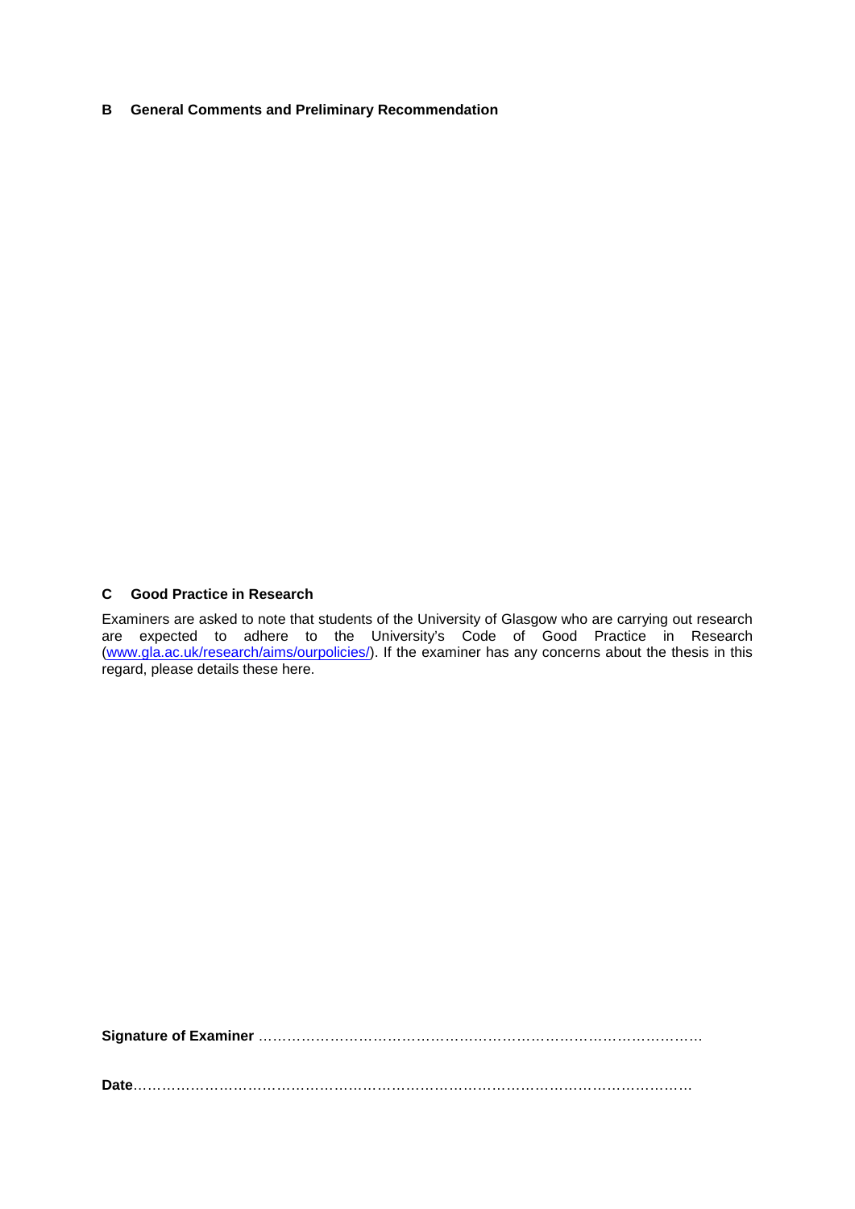**B General Comments and Preliminary Recommendation**

**C Good Practice in Research**

Examiners are asked to note that students of the University of Glasgow who are carrying out research are expected to adhere to the University's Code of Good Practice in Research (www.gla.ac.uk/research/aims/ourpolicies/). If the examiner has any concerns about the thesis in this regard, please details these here.

**Signature of Examiner** ……………………………………………………………………………………

**Date**………………………………………………………………………………………………………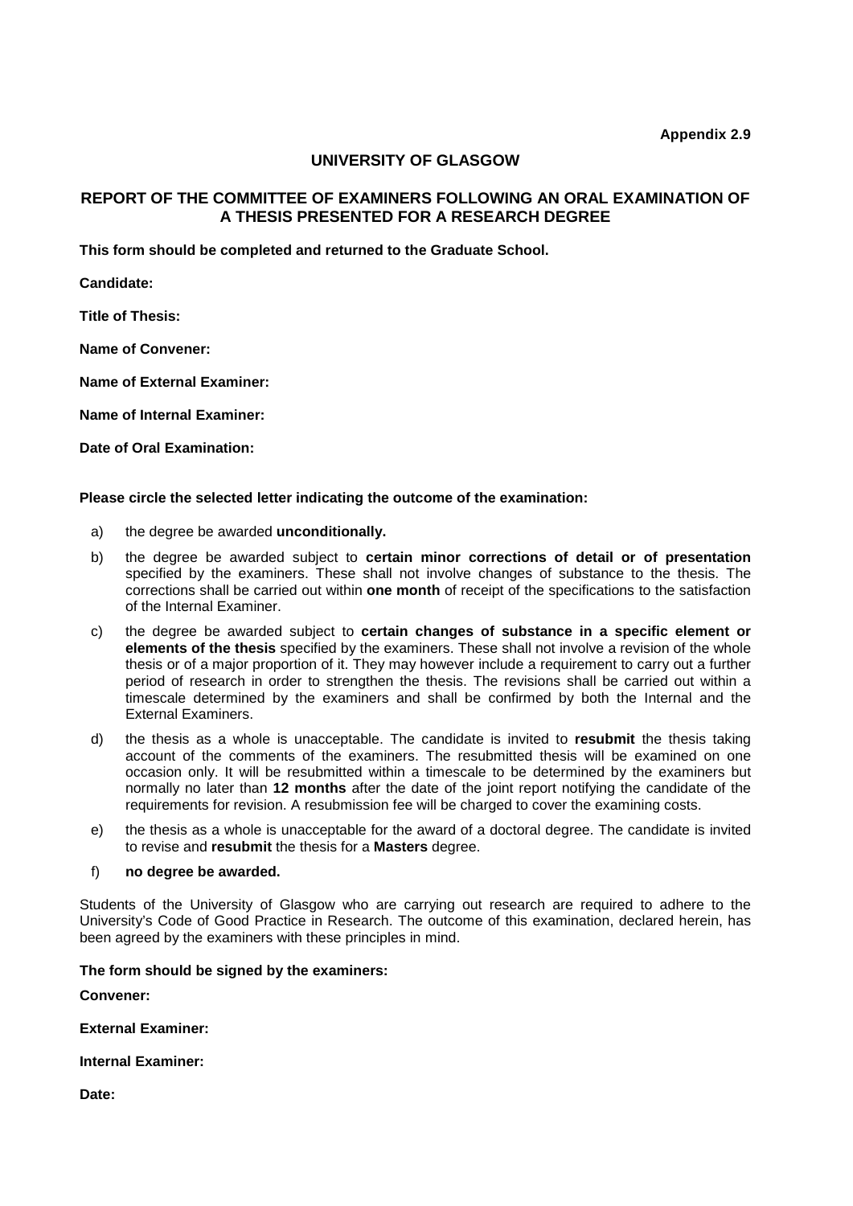**Appendix 2.9**

# UNIVERSITY OF GLASGOW

## REPORT OF THE COMMITTEE OF EXAMINERS FOLLOWING AN ORAL EXAMINATION OF A THESIS PRESENTED FOR A RESEARCH DEGREE

**This form should be completed and returned to the Graduate School.**

**Candidate:**

**Title of Thesis:**

**Name of Convener:**

**Name of External Examiner:**

**Name of Internal Examiner:**

**Date of Oral Examination:**

**Please circle the selected letter indicating the outcome of the examination:**

a) the degree be awarded **unconditionally.**

b) the degree be awarded subject to **certain minor corrections of detail or of presentation** specified by the examiners. These shall not involve changes of substance to the thesis. The corrections shall be carried out within **one month** of receipt of the specifications to the satisfaction of the Internal Examiner.

c) the degree be awarded subject to **certain changes of substance in a specific element or elements of the thesis** specified by the examiners. These shall not involve a revision of the whole thesis or of a major proportion of it. They may however include a requirement to carry out a further period of research in order to strengthen the thesis. The revisions shall be carried out within a timescale determined by the examiners and shall be confirmed by both the Internal and the External Examiners.

d) the thesis as a whole is unacceptable. The candidate is invited to **resubmit** the thesis taking account of the comments of the examiners. The resubmitted thesis will be examined on one occasion only. It will be resubmitted within a timescale to be determined by the examiners but normally no later than **12 months** after the date of the joint report notifying the candidate of the requirements for revision. A resubmission fee will be charged to cover the examining costs.

e) the thesis as a whole is unacceptable for the award of a doctoral degree. The candidate is invited to revise and **resubmit** the thesis for a **Masters** degree.

f) **no degree be awarded.**

Students of the University of Glasgow who are carrying out research are required to adhere to the University's Code of Good Practice in Research. The outcome of this examination, declared herein, has been agreed by the examiners with these principles in mind.

**The form should be signed by the examiners:**

**Convener:**

**External Examiner:**

**Internal Examiner:**

**Date:**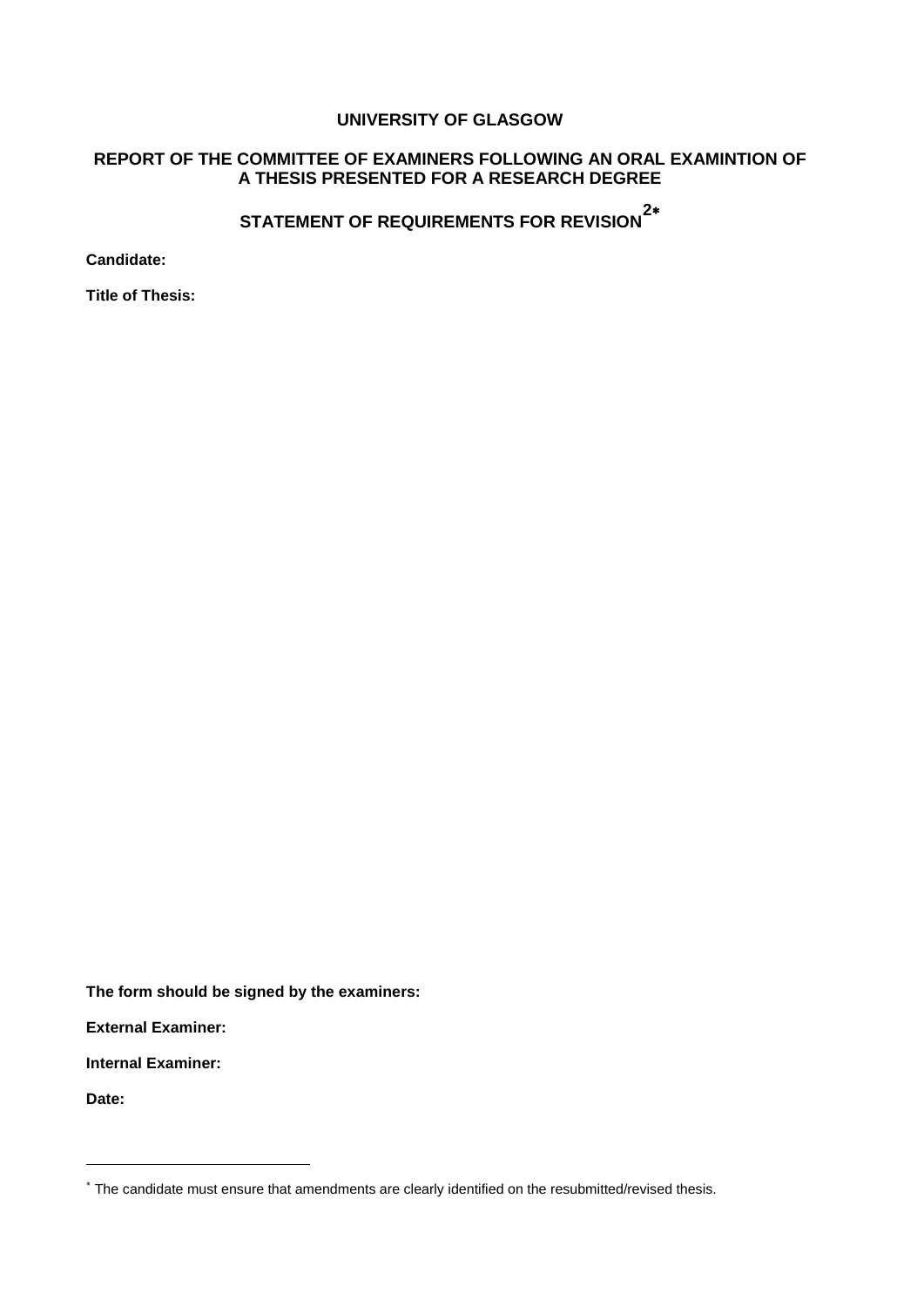# UNIVERSITY OF GLASGOW

## REPORT OF THE COMMITTEE OF EXAMINERS FOLLOWING AN ORAL EXAMINTION OF A THESIS PRESENTED FOR A RESEARCH DEGREE

## STATEMENT OF REQUIREMENTS FOR REVISION[2*]

**Candidate:**

**Title of Thesis:**

**The form should be signed by the examiners:**

**External Examiner:**

**Internal Examiner:**

**Date:**

---

[*] The candidate must ensure that amendments are clearly identified on the resubmitted/revised thesis.